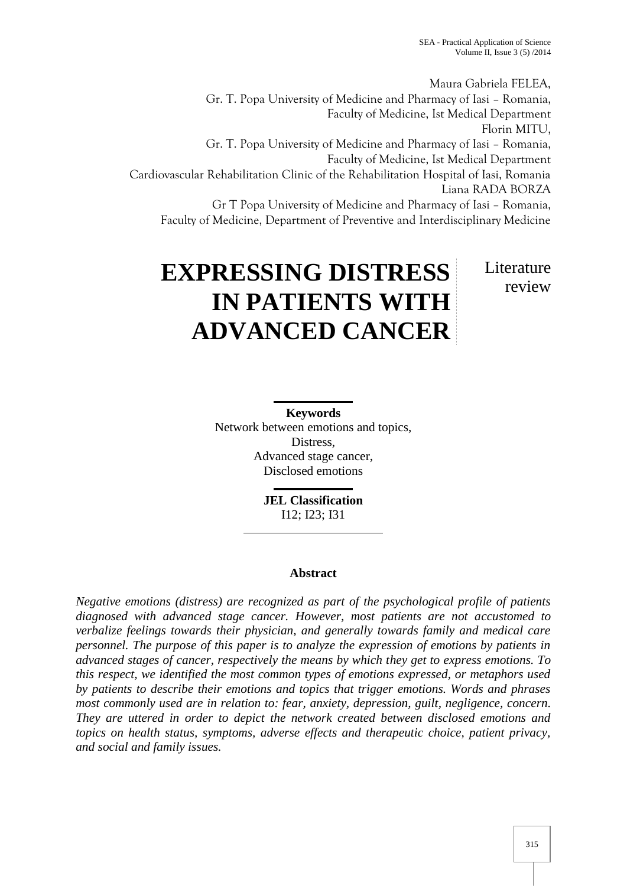Maura Gabriela FELEA,
Gr. T. Popa University of Medicine and Pharmacy of Iasi – Romania,
Faculty of Medicine, Ist Medical Department
Florin MITU,
Gr. T. Popa University of Medicine and Pharmacy of Iasi – Romania,
Faculty of Medicine, Ist Medical Department
Cardiovascular Rehabilitation Clinic of the Rehabilitation Hospital of Iasi, Romania
Liana RADA BORZA
Gr T Popa University of Medicine and Pharmacy of Iasi – Romania,
Faculty of Medicine, Department of Preventive and Interdisciplinary Medicine

# EXPRESSING DISTRESS IN PATIENTS WITH ADVANCED CANCER

Literature review

**Keywords**
Network between emotions and topics,
Distress,
Advanced stage cancer,
Disclosed emotions

**JEL Classification**
I12; I23; I31

## Abstract

*Negative emotions (distress) are recognized as part of the psychological profile of patients diagnosed with advanced stage cancer. However, most patients are not accustomed to verbalize feelings towards their physician, and generally towards family and medical care personnel. The purpose of this paper is to analyze the expression of emotions by patients in advanced stages of cancer, respectively the means by which they get to express emotions. To this respect, we identified the most common types of emotions expressed, or metaphors used by patients to describe their emotions and topics that trigger emotions. Words and phrases most commonly used are in relation to: fear, anxiety, depression, guilt, negligence, concern. They are uttered in order to depict the network created between disclosed emotions and topics on health status, symptoms, adverse effects and therapeutic choice, patient privacy, and social and family issues.*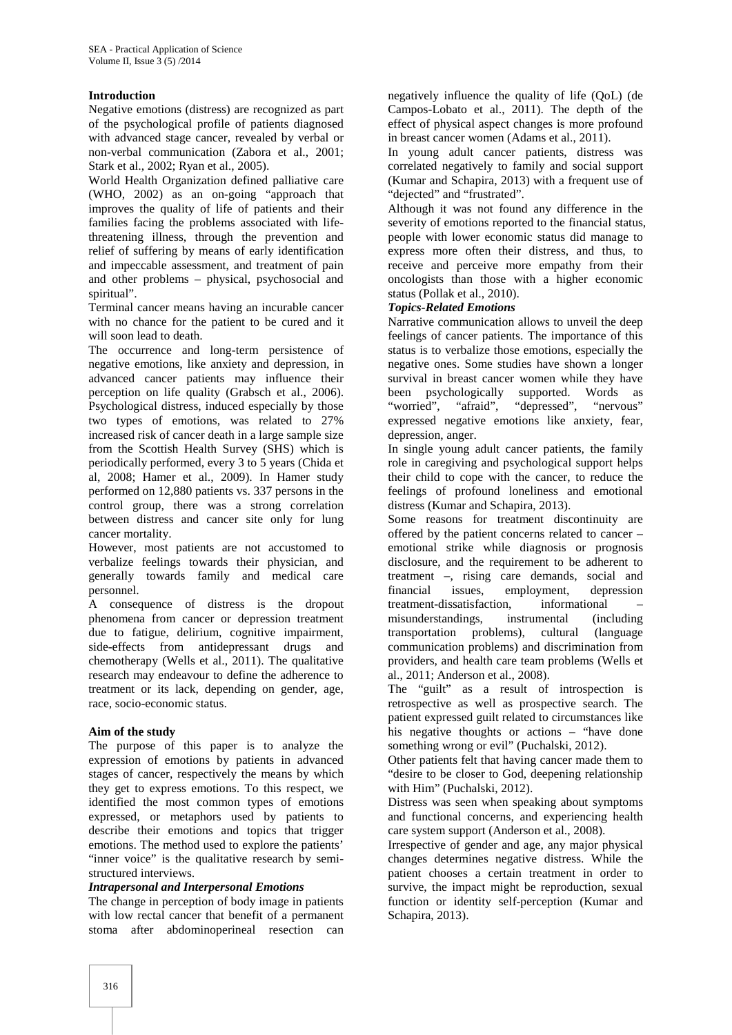## Introduction

Negative emotions (distress) are recognized as part of the psychological profile of patients diagnosed with advanced stage cancer, revealed by verbal or non-verbal communication (Zabora et al., 2001; Stark et al., 2002; Ryan et al., 2005).

World Health Organization defined palliative care (WHO, 2002) as an on-going "approach that improves the quality of life of patients and their families facing the problems associated with life-threatening illness, through the prevention and relief of suffering by means of early identification and impeccable assessment, and treatment of pain and other problems – physical, psychosocial and spiritual".

Terminal cancer means having an incurable cancer with no chance for the patient to be cured and it will soon lead to death.

The occurrence and long-term persistence of negative emotions, like anxiety and depression, in advanced cancer patients may influence their perception on life quality (Grabsch et al., 2006). Psychological distress, induced especially by those two types of emotions, was related to 27% increased risk of cancer death in a large sample size from the Scottish Health Survey (SHS) which is periodically performed, every 3 to 5 years (Chida et al, 2008; Hamer et al., 2009). In Hamer study performed on 12,880 patients vs. 337 persons in the control group, there was a strong correlation between distress and cancer site only for lung cancer mortality.

However, most patients are not accustomed to verbalize feelings towards their physician, and generally towards family and medical care personnel.

A consequence of distress is the dropout phenomena from cancer or depression treatment due to fatigue, delirium, cognitive impairment, side-effects from antidepressant drugs and chemotherapy (Wells et al., 2011). The qualitative research may endeavour to define the adherence to treatment or its lack, depending on gender, age, race, socio-economic status.

## Aim of the study

The purpose of this paper is to analyze the expression of emotions by patients in advanced stages of cancer, respectively the means by which they get to express emotions. To this respect, we identified the most common types of emotions expressed, or metaphors used by patients to describe their emotions and topics that trigger emotions. The method used to explore the patients' "inner voice" is the qualitative research by semi-structured interviews.

### *Intrapersonal and Interpersonal Emotions*

The change in perception of body image in patients with low rectal cancer that benefit of a permanent stoma after abdominoperineal resection can negatively influence the quality of life (QoL) (de Campos-Lobato et al., 2011). The depth of the effect of physical aspect changes is more profound in breast cancer women (Adams et al., 2011).

In young adult cancer patients, distress was correlated negatively to family and social support (Kumar and Schapira, 2013) with a frequent use of "dejected" and "frustrated".

Although it was not found any difference in the severity of emotions reported to the financial status, people with lower economic status did manage to express more often their distress, and thus, to receive and perceive more empathy from their oncologists than those with a higher economic status (Pollak et al., 2010).

### *Topics-Related Emotions*

Narrative communication allows to unveil the deep feelings of cancer patients. The importance of this status is to verbalize those emotions, especially the negative ones. Some studies have shown a longer survival in breast cancer women while they have been psychologically supported. Words as "worried", "afraid", "depressed", "nervous" expressed negative emotions like anxiety, fear, depression, anger.

In single young adult cancer patients, the family role in caregiving and psychological support helps their child to cope with the cancer, to reduce the feelings of profound loneliness and emotional distress (Kumar and Schapira, 2013).

Some reasons for treatment discontinuity are offered by the patient concerns related to cancer – emotional strike while diagnosis or prognosis disclosure, and the requirement to be adherent to treatment –, rising care demands, social and financial issues, employment, depression treatment-dissatisfaction, informational – misunderstandings, instrumental (including transportation problems), cultural (language communication problems) and discrimination from providers, and health care team problems (Wells et al., 2011; Anderson et al., 2008).

The "guilt" as a result of introspection is retrospective as well as prospective search. The patient expressed guilt related to circumstances like his negative thoughts or actions – "have done something wrong or evil" (Puchalski, 2012).

Other patients felt that having cancer made them to "desire to be closer to God, deepening relationship with Him" (Puchalski, 2012).

Distress was seen when speaking about symptoms and functional concerns, and experiencing health care system support (Anderson et al., 2008).

Irrespective of gender and age, any major physical changes determines negative distress. While the patient chooses a certain treatment in order to survive, the impact might be reproduction, sexual function or identity self-perception (Kumar and Schapira, 2013).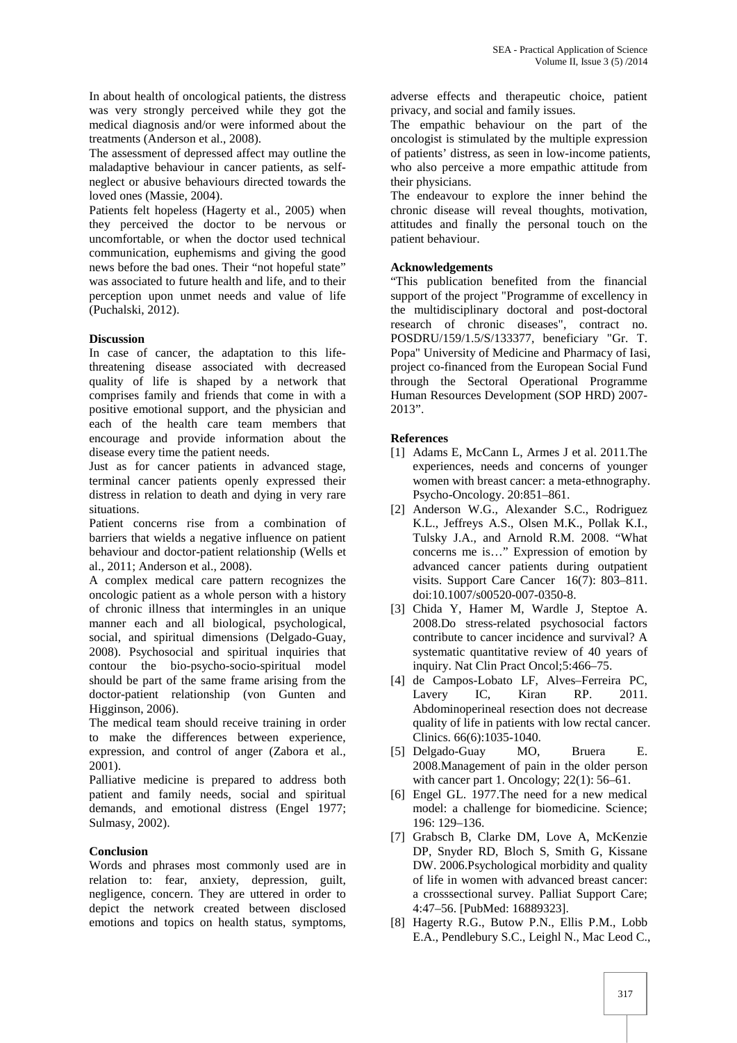In about health of oncological patients, the distress was very strongly perceived while they got the medical diagnosis and/or were informed about the treatments (Anderson et al., 2008).

The assessment of depressed affect may outline the maladaptive behaviour in cancer patients, as self-neglect or abusive behaviours directed towards the loved ones (Massie, 2004).

Patients felt hopeless (Hagerty et al., 2005) when they perceived the doctor to be nervous or uncomfortable, or when the doctor used technical communication, euphemisms and giving the good news before the bad ones. Their "not hopeful state" was associated to future health and life, and to their perception upon unmet needs and value of life (Puchalski, 2012).

**Discussion**

In case of cancer, the adaptation to this life-threatening disease associated with decreased quality of life is shaped by a network that comprises family and friends that come in with a positive emotional support, and the physician and each of the health care team members that encourage and provide information about the disease every time the patient needs.

Just as for cancer patients in advanced stage, terminal cancer patients openly expressed their distress in relation to death and dying in very rare situations.

Patient concerns rise from a combination of barriers that wields a negative influence on patient behaviour and doctor-patient relationship (Wells et al., 2011; Anderson et al., 2008).

A complex medical care pattern recognizes the oncologic patient as a whole person with a history of chronic illness that intermingles in an unique manner each and all biological, psychological, social, and spiritual dimensions (Delgado-Guay, 2008). Psychosocial and spiritual inquiries that contour the bio-psycho-socio-spiritual model should be part of the same frame arising from the doctor-patient relationship (von Gunten and Higginson, 2006).

The medical team should receive training in order to make the differences between experience, expression, and control of anger (Zabora et al., 2001).

Palliative medicine is prepared to address both patient and family needs, social and spiritual demands, and emotional distress (Engel 1977; Sulmasy, 2002).

**Conclusion**

Words and phrases most commonly used are in relation to: fear, anxiety, depression, guilt, negligence, concern. They are uttered in order to depict the network created between disclosed emotions and topics on health status, symptoms, adverse effects and therapeutic choice, patient privacy, and social and family issues.

The empathic behaviour on the part of the oncologist is stimulated by the multiple expression of patients' distress, as seen in low-income patients, who also perceive a more empathic attitude from their physicians.

The endeavour to explore the inner behind the chronic disease will reveal thoughts, motivation, attitudes and finally the personal touch on the patient behaviour.

**Acknowledgements**

"This publication benefited from the financial support of the project "Programme of excellency in the multidisciplinary doctoral and post-doctoral research of chronic diseases", contract no. POSDRU/159/1.5/S/133377, beneficiary "Gr. T. Popa" University of Medicine and Pharmacy of Iasi, project co-financed from the European Social Fund through the Sectoral Operational Programme Human Resources Development (SOP HRD) 2007-2013".

**References**

[1] Adams E, McCann L, Armes J et al. 2011.The experiences, needs and concerns of younger women with breast cancer: a meta-ethnography. Psycho-Oncology. 20:851–861.

[2] Anderson W.G., Alexander S.C., Rodriguez K.L., Jeffreys A.S., Olsen M.K., Pollak K.I., Tulsky J.A., and Arnold R.M. 2008. "What concerns me is…" Expression of emotion by advanced cancer patients during outpatient visits. Support Care Cancer 16(7): 803–811. doi:10.1007/s00520-007-0350-8.

[3] Chida Y, Hamer M, Wardle J, Steptoe A. 2008.Do stress-related psychosocial factors contribute to cancer incidence and survival? A systematic quantitative review of 40 years of inquiry. Nat Clin Pract Oncol;5:466–75.

[4] de Campos-Lobato LF, Alves–Ferreira PC, Lavery IC, Kiran RP. 2011. Abdominoperineal resection does not decrease quality of life in patients with low rectal cancer. Clinics. 66(6):1035-1040.

[5] Delgado-Guay MO, Bruera E. 2008.Management of pain in the older person with cancer part 1. Oncology; 22(1): 56–61.

[6] Engel GL. 1977.The need for a new medical model: a challenge for biomedicine. Science; 196: 129–136.

[7] Grabsch B, Clarke DM, Love A, McKenzie DP, Snyder RD, Bloch S, Smith G, Kissane DW. 2006.Psychological morbidity and quality of life in women with advanced breast cancer: a crosssectional survey. Palliat Support Care; 4:47–56. [PubMed: 16889323].

[8] Hagerty R.G., Butow P.N., Ellis P.M., Lobb E.A., Pendlebury S.C., Leighl N., Mac Leod C.,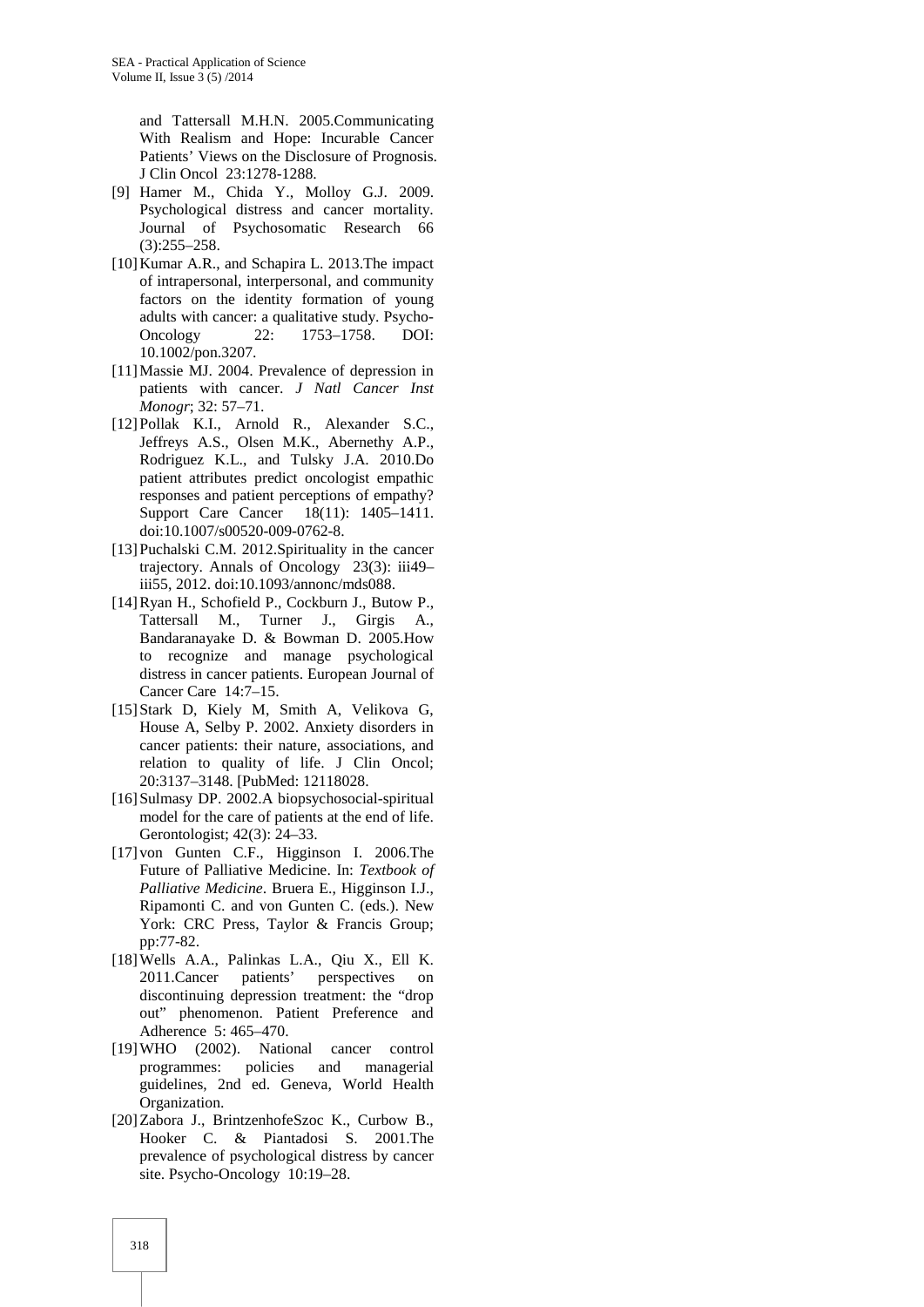and Tattersall M.H.N. 2005.Communicating With Realism and Hope: Incurable Cancer Patients' Views on the Disclosure of Prognosis. J Clin Oncol 23:1278-1288.

[9] Hamer M., Chida Y., Molloy G.J. 2009. Psychological distress and cancer mortality. Journal of Psychosomatic Research 66 (3):255–258.

[10] Kumar A.R., and Schapira L. 2013.The impact of intrapersonal, interpersonal, and community factors on the identity formation of young adults with cancer: a qualitative study. Psycho-Oncology 22: 1753–1758. DOI: 10.1002/pon.3207.

[11] Massie MJ. 2004. Prevalence of depression in patients with cancer. *J Natl Cancer Inst Monogr*; 32: 57–71.

[12] Pollak K.I., Arnold R., Alexander S.C., Jeffreys A.S., Olsen M.K., Abernethy A.P., Rodriguez K.L., and Tulsky J.A. 2010.Do patient attributes predict oncologist empathic responses and patient perceptions of empathy? Support Care Cancer 18(11): 1405–1411. doi:10.1007/s00520-009-0762-8.

[13] Puchalski C.M. 2012.Spirituality in the cancer trajectory. Annals of Oncology 23(3): iii49–iii55, 2012. doi:10.1093/annonc/mds088.

[14] Ryan H., Schofield P., Cockburn J., Butow P., Tattersall M., Turner J., Girgis A., Bandaranayake D. & Bowman D. 2005.How to recognize and manage psychological distress in cancer patients. European Journal of Cancer Care 14:7–15.

[15] Stark D, Kiely M, Smith A, Velikova G, House A, Selby P. 2002. Anxiety disorders in cancer patients: their nature, associations, and relation to quality of life. J Clin Oncol; 20:3137–3148. [PubMed: 12118028.

[16] Sulmasy DP. 2002.A biopsychosocial-spiritual model for the care of patients at the end of life. Gerontologist; 42(3): 24–33.

[17] von Gunten C.F., Higginson I. 2006.The Future of Palliative Medicine. In: *Textbook of Palliative Medicine*. Bruera E., Higginson I.J., Ripamonti C. and von Gunten C. (eds.). New York: CRC Press, Taylor & Francis Group; pp:77-82.

[18] Wells A.A., Palinkas L.A., Qiu X., Ell K. 2011.Cancer patients' perspectives on discontinuing depression treatment: the "drop out" phenomenon. Patient Preference and Adherence 5: 465–470.

[19] WHO (2002). National cancer control programmes: policies and managerial guidelines, 2nd ed. Geneva, World Health Organization.

[20] Zabora J., BrintzenhofeSzoc K., Curbow B., Hooker C. & Piantadosi S. 2001.The prevalence of psychological distress by cancer site. Psycho-Oncology 10:19–28.